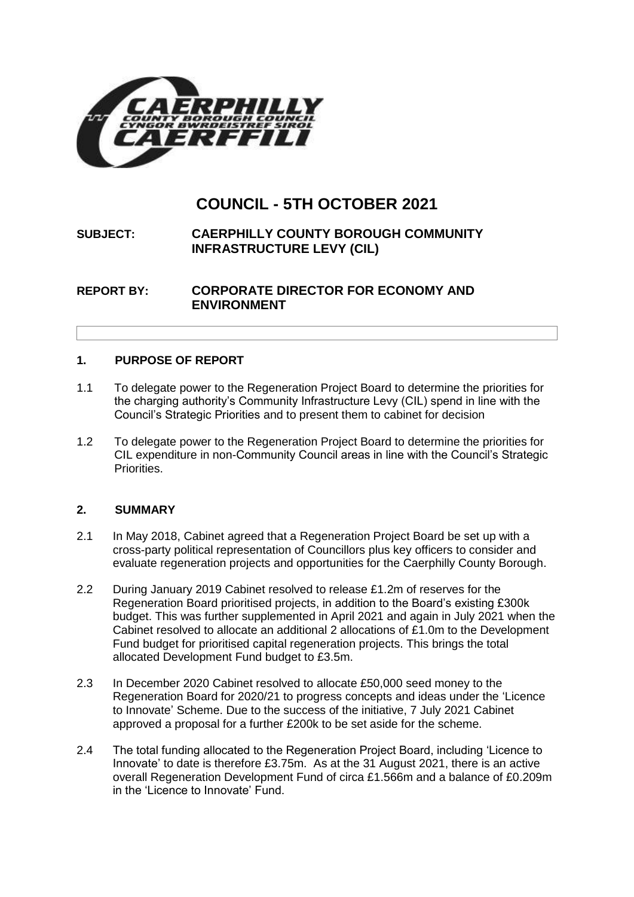# COUNCIL - 5TH OCTOBER 2021

**SUBJECT: CAERPHILLY COUNTY BOROUGH COMMUNITY INFRASTRUCTURE LEVY (CIL)**

**REPORT BY: CORPORATE DIRECTOR FOR ECONOMY AND ENVIRONMENT**

## 1. PURPOSE OF REPORT

1.1 To delegate power to the Regeneration Project Board to determine the priorities for the charging authority's Community Infrastructure Levy (CIL) spend in line with the Council's Strategic Priorities and to present them to cabinet for decision

1.2 To delegate power to the Regeneration Project Board to determine the priorities for CIL expenditure in non-Community Council areas in line with the Council's Strategic Priorities.

## 2. SUMMARY

2.1 In May 2018, Cabinet agreed that a Regeneration Project Board be set up with a cross-party political representation of Councillors plus key officers to consider and evaluate regeneration projects and opportunities for the Caerphilly County Borough.

2.2 During January 2019 Cabinet resolved to release £1.2m of reserves for the Regeneration Board prioritised projects, in addition to the Board's existing £300k budget. This was further supplemented in April 2021 and again in July 2021 when the Cabinet resolved to allocate an additional 2 allocations of £1.0m to the Development Fund budget for prioritised capital regeneration projects. This brings the total allocated Development Fund budget to £3.5m.

2.3 In December 2020 Cabinet resolved to allocate £50,000 seed money to the Regeneration Board for 2020/21 to progress concepts and ideas under the 'Licence to Innovate' Scheme. Due to the success of the initiative, 7 July 2021 Cabinet approved a proposal for a further £200k to be set aside for the scheme.

2.4 The total funding allocated to the Regeneration Project Board, including 'Licence to Innovate' to date is therefore £3.75m. As at the 31 August 2021, there is an active overall Regeneration Development Fund of circa £1.566m and a balance of £0.209m in the 'Licence to Innovate' Fund.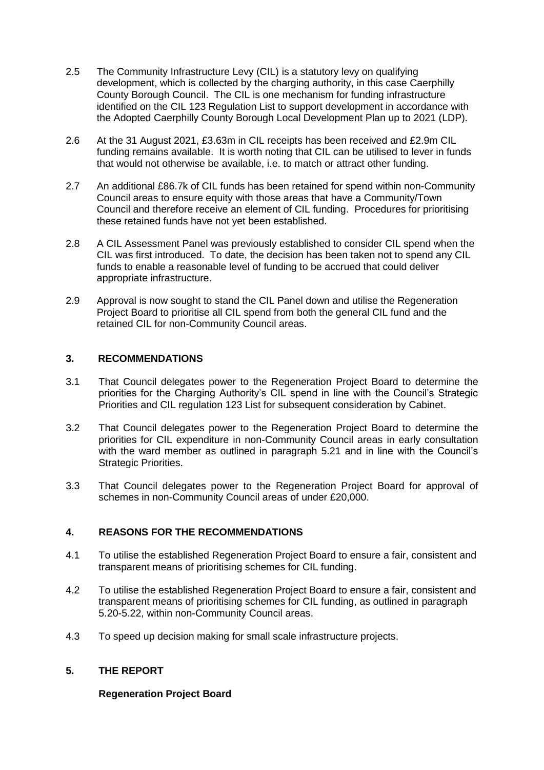2.5 The Community Infrastructure Levy (CIL) is a statutory levy on qualifying development, which is collected by the charging authority, in this case Caerphilly County Borough Council. The CIL is one mechanism for funding infrastructure identified on the CIL 123 Regulation List to support development in accordance with the Adopted Caerphilly County Borough Local Development Plan up to 2021 (LDP).

2.6 At the 31 August 2021, £3.63m in CIL receipts has been received and £2.9m CIL funding remains available. It is worth noting that CIL can be utilised to lever in funds that would not otherwise be available, i.e. to match or attract other funding.

2.7 An additional £86.7k of CIL funds has been retained for spend within non-Community Council areas to ensure equity with those areas that have a Community/Town Council and therefore receive an element of CIL funding. Procedures for prioritising these retained funds have not yet been established.

2.8 A CIL Assessment Panel was previously established to consider CIL spend when the CIL was first introduced. To date, the decision has been taken not to spend any CIL funds to enable a reasonable level of funding to be accrued that could deliver appropriate infrastructure.

2.9 Approval is now sought to stand the CIL Panel down and utilise the Regeneration Project Board to prioritise all CIL spend from both the general CIL fund and the retained CIL for non-Community Council areas.

## 3. RECOMMENDATIONS

3.1 That Council delegates power to the Regeneration Project Board to determine the priorities for the Charging Authority's CIL spend in line with the Council's Strategic Priorities and CIL regulation 123 List for subsequent consideration by Cabinet.

3.2 That Council delegates power to the Regeneration Project Board to determine the priorities for CIL expenditure in non-Community Council areas in early consultation with the ward member as outlined in paragraph 5.21 and in line with the Council's Strategic Priorities.

3.3 That Council delegates power to the Regeneration Project Board for approval of schemes in non-Community Council areas of under £20,000.

## 4. REASONS FOR THE RECOMMENDATIONS

4.1 To utilise the established Regeneration Project Board to ensure a fair, consistent and transparent means of prioritising schemes for CIL funding.

4.2 To utilise the established Regeneration Project Board to ensure a fair, consistent and transparent means of prioritising schemes for CIL funding, as outlined in paragraph 5.20-5.22, within non-Community Council areas.

4.3 To speed up decision making for small scale infrastructure projects.

## 5. THE REPORT

**Regeneration Project Board**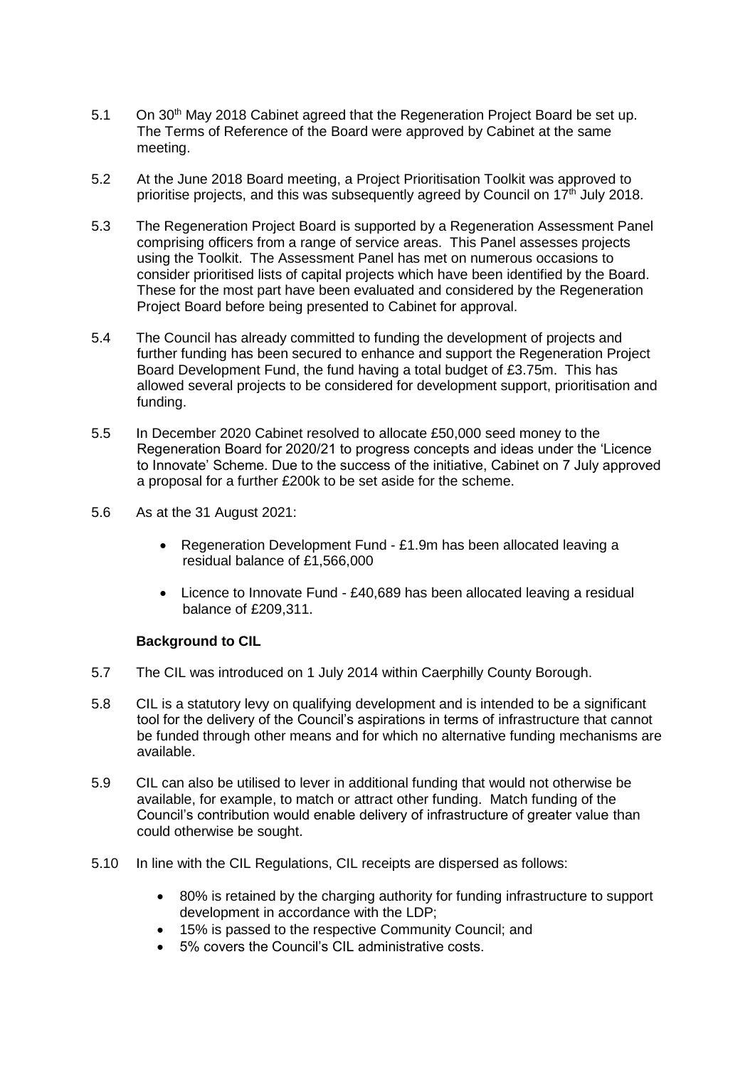5.1 On 30th May 2018 Cabinet agreed that the Regeneration Project Board be set up. The Terms of Reference of the Board were approved by Cabinet at the same meeting.

5.2 At the June 2018 Board meeting, a Project Prioritisation Toolkit was approved to prioritise projects, and this was subsequently agreed by Council on 17th July 2018.

5.3 The Regeneration Project Board is supported by a Regeneration Assessment Panel comprising officers from a range of service areas. This Panel assesses projects using the Toolkit. The Assessment Panel has met on numerous occasions to consider prioritised lists of capital projects which have been identified by the Board. These for the most part have been evaluated and considered by the Regeneration Project Board before being presented to Cabinet for approval.

5.4 The Council has already committed to funding the development of projects and further funding has been secured to enhance and support the Regeneration Project Board Development Fund, the fund having a total budget of £3.75m. This has allowed several projects to be considered for development support, prioritisation and funding.

5.5 In December 2020 Cabinet resolved to allocate £50,000 seed money to the Regeneration Board for 2020/21 to progress concepts and ideas under the 'Licence to Innovate' Scheme. Due to the success of the initiative, Cabinet on 7 July approved a proposal for a further £200k to be set aside for the scheme.

5.6 As at the 31 August 2021:

- Regeneration Development Fund - £1.9m has been allocated leaving a residual balance of £1,566,000
- Licence to Innovate Fund - £40,689 has been allocated leaving a residual balance of £209,311.

**Background to CIL**

5.7 The CIL was introduced on 1 July 2014 within Caerphilly County Borough.

5.8 CIL is a statutory levy on qualifying development and is intended to be a significant tool for the delivery of the Council's aspirations in terms of infrastructure that cannot be funded through other means and for which no alternative funding mechanisms are available.

5.9 CIL can also be utilised to lever in additional funding that would not otherwise be available, for example, to match or attract other funding. Match funding of the Council's contribution would enable delivery of infrastructure of greater value than could otherwise be sought.

5.10 In line with the CIL Regulations, CIL receipts are dispersed as follows:

- 80% is retained by the charging authority for funding infrastructure to support development in accordance with the LDP;
- 15% is passed to the respective Community Council; and
- 5% covers the Council's CIL administrative costs.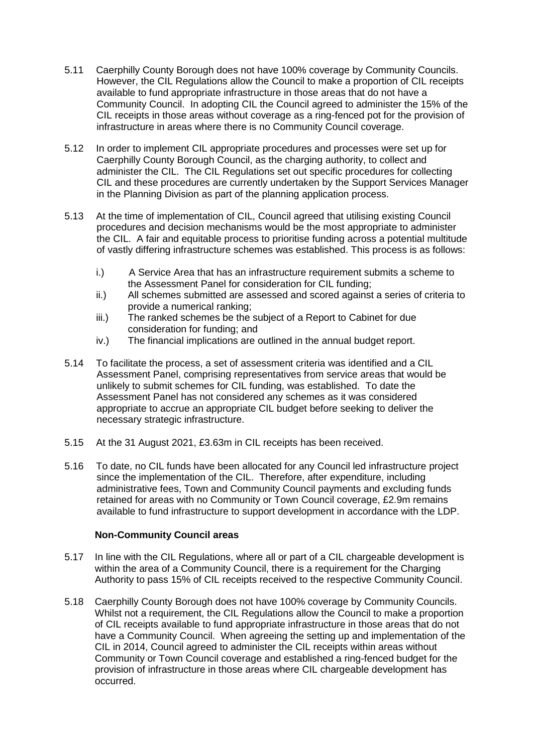5.11 Caerphilly County Borough does not have 100% coverage by Community Councils. However, the CIL Regulations allow the Council to make a proportion of CIL receipts available to fund appropriate infrastructure in those areas that do not have a Community Council. In adopting CIL the Council agreed to administer the 15% of the CIL receipts in those areas without coverage as a ring-fenced pot for the provision of infrastructure in areas where there is no Community Council coverage.

5.12 In order to implement CIL appropriate procedures and processes were set up for Caerphilly County Borough Council, as the charging authority, to collect and administer the CIL. The CIL Regulations set out specific procedures for collecting CIL and these procedures are currently undertaken by the Support Services Manager in the Planning Division as part of the planning application process.

5.13 At the time of implementation of CIL, Council agreed that utilising existing Council procedures and decision mechanisms would be the most appropriate to administer the CIL. A fair and equitable process to prioritise funding across a potential multitude of vastly differing infrastructure schemes was established. This process is as follows:

i.) A Service Area that has an infrastructure requirement submits a scheme to the Assessment Panel for consideration for CIL funding;
ii.) All schemes submitted are assessed and scored against a series of criteria to provide a numerical ranking;
iii.) The ranked schemes be the subject of a Report to Cabinet for due consideration for funding; and
iv.) The financial implications are outlined in the annual budget report.

5.14 To facilitate the process, a set of assessment criteria was identified and a CIL Assessment Panel, comprising representatives from service areas that would be unlikely to submit schemes for CIL funding, was established. To date the Assessment Panel has not considered any schemes as it was considered appropriate to accrue an appropriate CIL budget before seeking to deliver the necessary strategic infrastructure.

5.15 At the 31 August 2021, £3.63m in CIL receipts has been received.

5.16 To date, no CIL funds have been allocated for any Council led infrastructure project since the implementation of the CIL. Therefore, after expenditure, including administrative fees, Town and Community Council payments and excluding funds retained for areas with no Community or Town Council coverage, £2.9m remains available to fund infrastructure to support development in accordance with the LDP.

**Non-Community Council areas**

5.17 In line with the CIL Regulations, where all or part of a CIL chargeable development is within the area of a Community Council, there is a requirement for the Charging Authority to pass 15% of CIL receipts received to the respective Community Council.

5.18 Caerphilly County Borough does not have 100% coverage by Community Councils. Whilst not a requirement, the CIL Regulations allow the Council to make a proportion of CIL receipts available to fund appropriate infrastructure in those areas that do not have a Community Council. When agreeing the setting up and implementation of the CIL in 2014, Council agreed to administer the CIL receipts within areas without Community or Town Council coverage and established a ring-fenced budget for the provision of infrastructure in those areas where CIL chargeable development has occurred.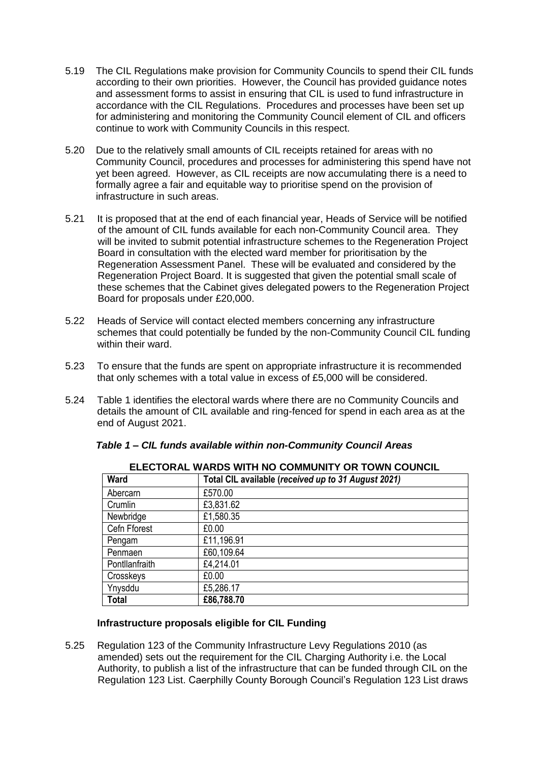5.19 The CIL Regulations make provision for Community Councils to spend their CIL funds according to their own priorities. However, the Council has provided guidance notes and assessment forms to assist in ensuring that CIL is used to fund infrastructure in accordance with the CIL Regulations. Procedures and processes have been set up for administering and monitoring the Community Council element of CIL and officers continue to work with Community Councils in this respect.

5.20 Due to the relatively small amounts of CIL receipts retained for areas with no Community Council, procedures and processes for administering this spend have not yet been agreed. However, as CIL receipts are now accumulating there is a need to formally agree a fair and equitable way to prioritise spend on the provision of infrastructure in such areas.

5.21 It is proposed that at the end of each financial year, Heads of Service will be notified of the amount of CIL funds available for each non-Community Council area. They will be invited to submit potential infrastructure schemes to the Regeneration Project Board in consultation with the elected ward member for prioritisation by the Regeneration Assessment Panel. These will be evaluated and considered by the Regeneration Project Board. It is suggested that given the potential small scale of these schemes that the Cabinet gives delegated powers to the Regeneration Project Board for proposals under £20,000.

5.22 Heads of Service will contact elected members concerning any infrastructure schemes that could potentially be funded by the non-Community Council CIL funding within their ward.

5.23 To ensure that the funds are spent on appropriate infrastructure it is recommended that only schemes with a total value in excess of £5,000 will be considered.

5.24 Table 1 identifies the electoral wards where there are no Community Councils and details the amount of CIL available and ring-fenced for spend in each area as at the end of August 2021.

***Table 1 – CIL funds available within non-Community Council Areas***

**ELECTORAL WARDS WITH NO COMMUNITY OR TOWN COUNCIL**

| Ward | Total CIL available (*received up to 31 August 2021)* |
|---|---|
| Abercarn | £570.00 |
| Crumlin | £3,831.62 |
| Newbridge | £1,580.35 |
| Cefn Fforest | £0.00 |
| Pengam | £11,196.91 |
| Penmaen | £60,109.64 |
| Pontllanfraith | £4,214.01 |
| Crosskeys | £0.00 |
| Ynysddu | £5,286.17 |
| **Total** | **£86,788.70** |

**Infrastructure proposals eligible for CIL Funding**

5.25 Regulation 123 of the Community Infrastructure Levy Regulations 2010 (as amended) sets out the requirement for the CIL Charging Authority i.e. the Local Authority, to publish a list of the infrastructure that can be funded through CIL on the Regulation 123 List. Caerphilly County Borough Council's Regulation 123 List draws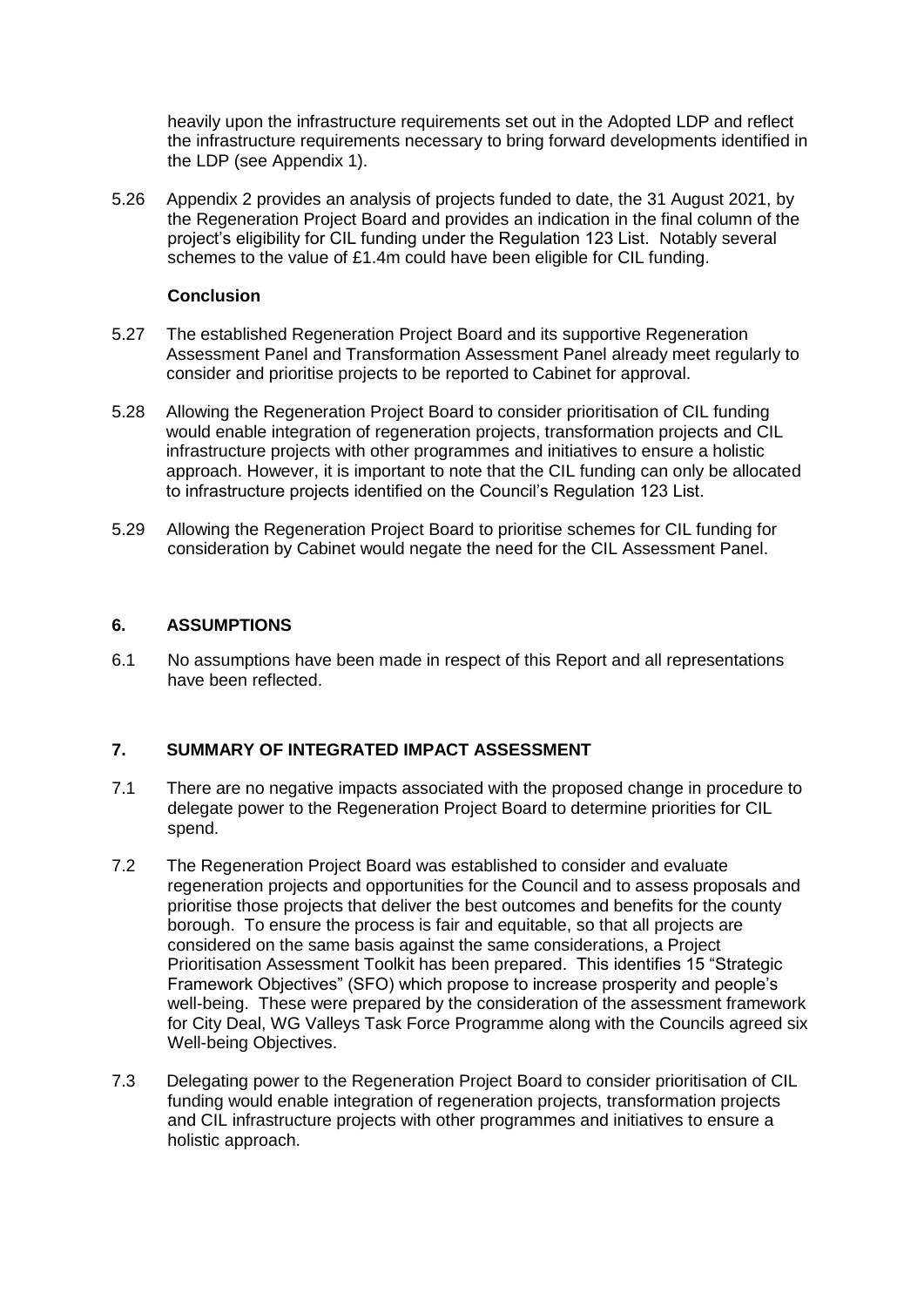heavily upon the infrastructure requirements set out in the Adopted LDP and reflect the infrastructure requirements necessary to bring forward developments identified in the LDP (see Appendix 1).

5.26 Appendix 2 provides an analysis of projects funded to date, the 31 August 2021, by the Regeneration Project Board and provides an indication in the final column of the project's eligibility for CIL funding under the Regulation 123 List. Notably several schemes to the value of £1.4m could have been eligible for CIL funding.

**Conclusion**

5.27 The established Regeneration Project Board and its supportive Regeneration Assessment Panel and Transformation Assessment Panel already meet regularly to consider and prioritise projects to be reported to Cabinet for approval.

5.28 Allowing the Regeneration Project Board to consider prioritisation of CIL funding would enable integration of regeneration projects, transformation projects and CIL infrastructure projects with other programmes and initiatives to ensure a holistic approach. However, it is important to note that the CIL funding can only be allocated to infrastructure projects identified on the Council's Regulation 123 List.

5.29 Allowing the Regeneration Project Board to prioritise schemes for CIL funding for consideration by Cabinet would negate the need for the CIL Assessment Panel.

## 6. ASSUMPTIONS

6.1 No assumptions have been made in respect of this Report and all representations have been reflected.

## 7. SUMMARY OF INTEGRATED IMPACT ASSESSMENT

7.1 There are no negative impacts associated with the proposed change in procedure to delegate power to the Regeneration Project Board to determine priorities for CIL spend.

7.2 The Regeneration Project Board was established to consider and evaluate regeneration projects and opportunities for the Council and to assess proposals and prioritise those projects that deliver the best outcomes and benefits for the county borough. To ensure the process is fair and equitable, so that all projects are considered on the same basis against the same considerations, a Project Prioritisation Assessment Toolkit has been prepared. This identifies 15 "Strategic Framework Objectives" (SFO) which propose to increase prosperity and people's well-being. These were prepared by the consideration of the assessment framework for City Deal, WG Valleys Task Force Programme along with the Councils agreed six Well-being Objectives.

7.3 Delegating power to the Regeneration Project Board to consider prioritisation of CIL funding would enable integration of regeneration projects, transformation projects and CIL infrastructure projects with other programmes and initiatives to ensure a holistic approach.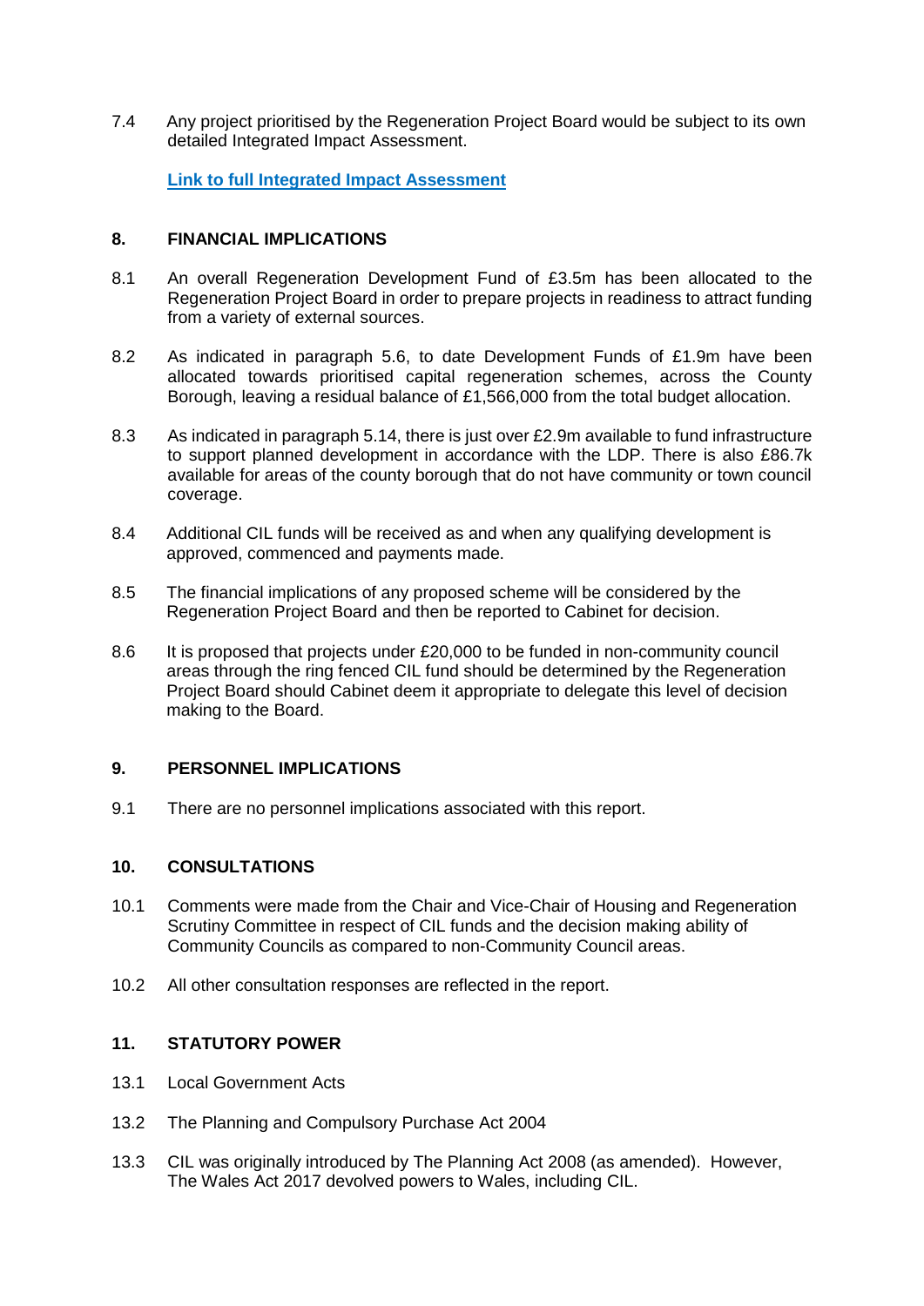7.4 Any project prioritised by the Regeneration Project Board would be subject to its own detailed Integrated Impact Assessment.

**Link to full Integrated Impact Assessment**

## 8. FINANCIAL IMPLICATIONS

8.1 An overall Regeneration Development Fund of £3.5m has been allocated to the Regeneration Project Board in order to prepare projects in readiness to attract funding from a variety of external sources.

8.2 As indicated in paragraph 5.6, to date Development Funds of £1.9m have been allocated towards prioritised capital regeneration schemes, across the County Borough, leaving a residual balance of £1,566,000 from the total budget allocation.

8.3 As indicated in paragraph 5.14, there is just over £2.9m available to fund infrastructure to support planned development in accordance with the LDP. There is also £86.7k available for areas of the county borough that do not have community or town council coverage.

8.4 Additional CIL funds will be received as and when any qualifying development is approved, commenced and payments made.

8.5 The financial implications of any proposed scheme will be considered by the Regeneration Project Board and then be reported to Cabinet for decision.

8.6 It is proposed that projects under £20,000 to be funded in non-community council areas through the ring fenced CIL fund should be determined by the Regeneration Project Board should Cabinet deem it appropriate to delegate this level of decision making to the Board.

## 9. PERSONNEL IMPLICATIONS

9.1 There are no personnel implications associated with this report.

## 10. CONSULTATIONS

10.1 Comments were made from the Chair and Vice-Chair of Housing and Regeneration Scrutiny Committee in respect of CIL funds and the decision making ability of Community Councils as compared to non-Community Council areas.

10.2 All other consultation responses are reflected in the report.

## 11. STATUTORY POWER

13.1 Local Government Acts

13.2 The Planning and Compulsory Purchase Act 2004

13.3 CIL was originally introduced by The Planning Act 2008 (as amended). However, The Wales Act 2017 devolved powers to Wales, including CIL.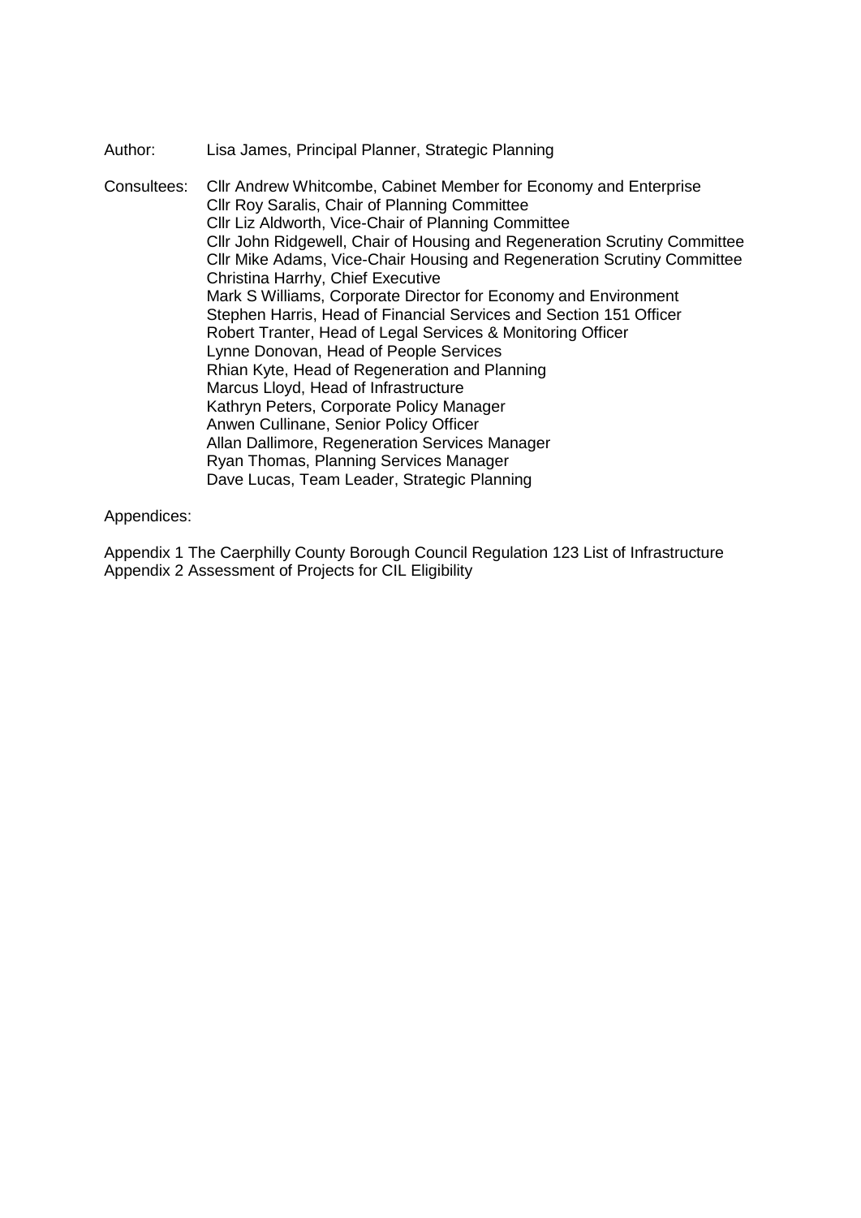Author: Lisa James, Principal Planner, Strategic Planning

Consultees: Cllr Andrew Whitcombe, Cabinet Member for Economy and Enterprise
Cllr Roy Saralis, Chair of Planning Committee
Cllr Liz Aldworth, Vice-Chair of Planning Committee
Cllr John Ridgewell, Chair of Housing and Regeneration Scrutiny Committee
Cllr Mike Adams, Vice-Chair Housing and Regeneration Scrutiny Committee
Christina Harrhy, Chief Executive
Mark S Williams, Corporate Director for Economy and Environment
Stephen Harris, Head of Financial Services and Section 151 Officer
Robert Tranter, Head of Legal Services & Monitoring Officer
Lynne Donovan, Head of People Services
Rhian Kyte, Head of Regeneration and Planning
Marcus Lloyd, Head of Infrastructure
Kathryn Peters, Corporate Policy Manager
Anwen Cullinane, Senior Policy Officer
Allan Dallimore, Regeneration Services Manager
Ryan Thomas, Planning Services Manager
Dave Lucas, Team Leader, Strategic Planning

Appendices:

Appendix 1 The Caerphilly County Borough Council Regulation 123 List of Infrastructure
Appendix 2 Assessment of Projects for CIL Eligibility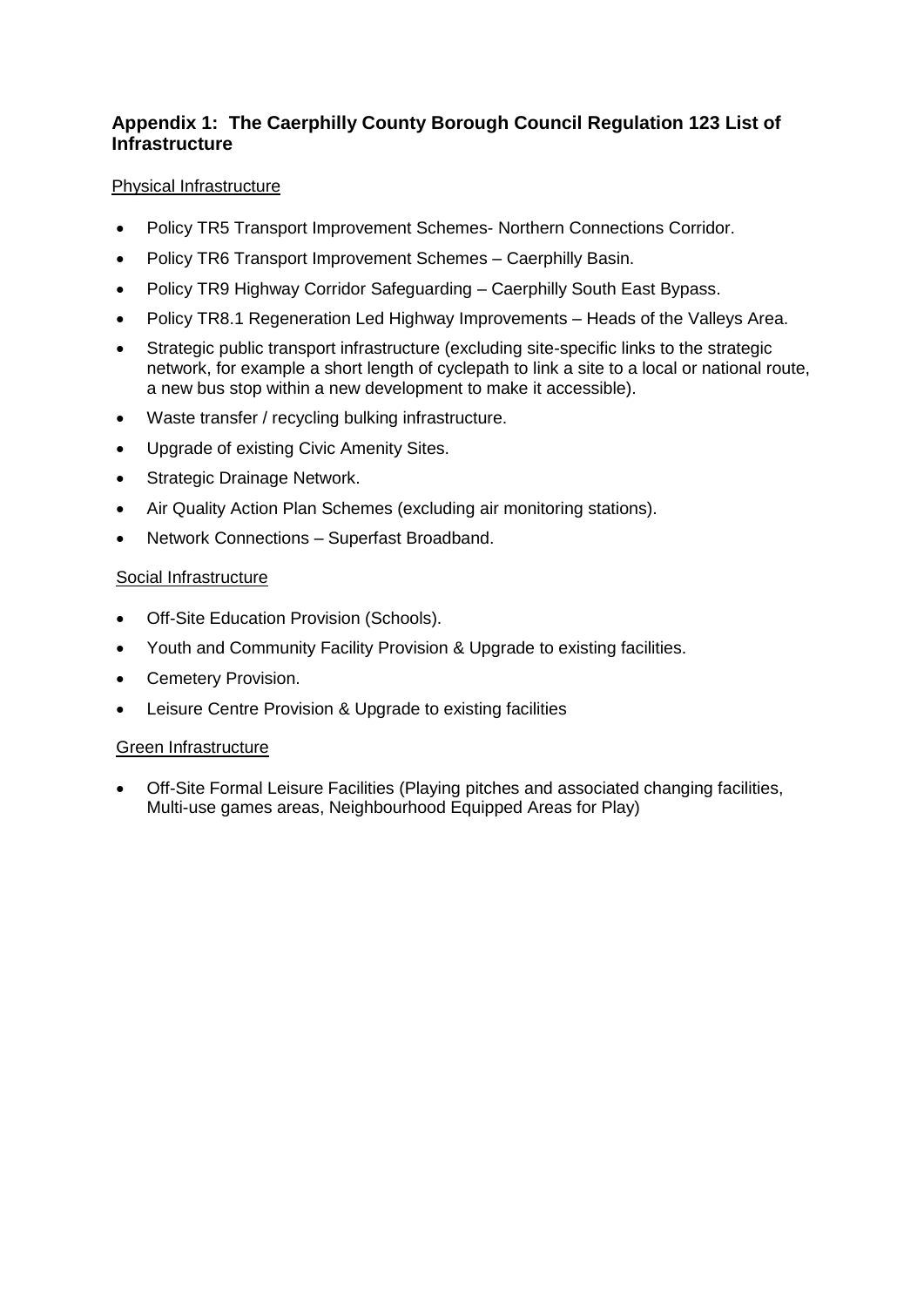## Appendix 1: The Caerphilly County Borough Council Regulation 123 List of Infrastructure

<u>Physical Infrastructure</u>

- Policy TR5 Transport Improvement Schemes- Northern Connections Corridor.
- Policy TR6 Transport Improvement Schemes – Caerphilly Basin.
- Policy TR9 Highway Corridor Safeguarding – Caerphilly South East Bypass.
- Policy TR8.1 Regeneration Led Highway Improvements – Heads of the Valleys Area.
- Strategic public transport infrastructure (excluding site-specific links to the strategic network, for example a short length of cyclepath to link a site to a local or national route, a new bus stop within a new development to make it accessible).
- Waste transfer / recycling bulking infrastructure.
- Upgrade of existing Civic Amenity Sites.
- Strategic Drainage Network.
- Air Quality Action Plan Schemes (excluding air monitoring stations).
- Network Connections – Superfast Broadband.

<u>Social Infrastructure</u>

- Off-Site Education Provision (Schools).
- Youth and Community Facility Provision & Upgrade to existing facilities.
- Cemetery Provision.
- Leisure Centre Provision & Upgrade to existing facilities

<u>Green Infrastructure</u>

- Off-Site Formal Leisure Facilities (Playing pitches and associated changing facilities, Multi-use games areas, Neighbourhood Equipped Areas for Play)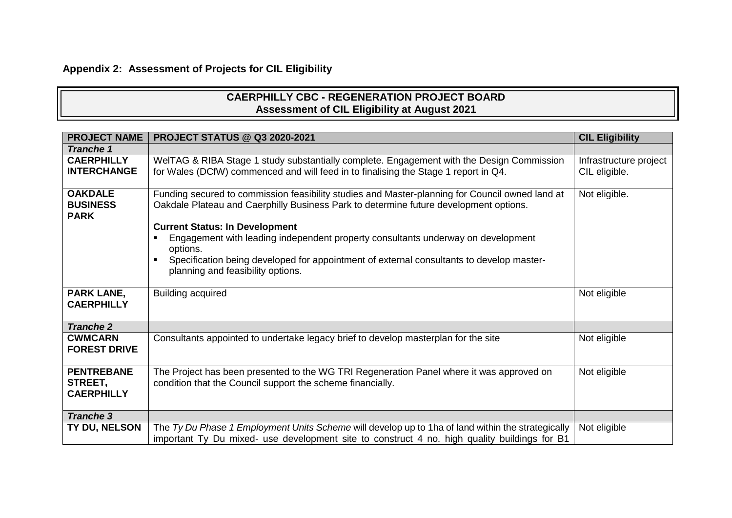**Appendix 2: Assessment of Projects for CIL Eligibility**

| CAERPHILLY CBC - REGENERATION PROJECT BOARD<br>Assessment of CIL Eligibility at August 2021 |
|---|

| PROJECT NAME | PROJECT STATUS @ Q3 2020-2021 | CIL Eligibility |
|---|---|---|
| ***Tranche 1*** | | |
| **CAERPHILLY INTERCHANGE** | WelTAG & RIBA Stage 1 study substantially complete. Engagement with the Design Commission for Wales (DCfW) commenced and will feed in to finalising the Stage 1 report in Q4. | Infrastructure project CIL eligible. |
| **OAKDALE BUSINESS PARK** | Funding secured to commission feasibility studies and Master-planning for Council owned land at Oakdale Plateau and Caerphilly Business Park to determine future development options.<br><br>**Current Status: In Development**<br>▪ Engagement with leading independent property consultants underway on development options.<br>▪ Specification being developed for appointment of external consultants to develop master-planning and feasibility options. | Not eligible. |
| **PARK LANE, CAERPHILLY** | Building acquired | Not eligible |
| ***Tranche 2*** | | |
| **CWMCARN FOREST DRIVE** | Consultants appointed to undertake legacy brief to develop masterplan for the site | Not eligible |
| **PENTREBANE STREET, CAERPHILLY** | The Project has been presented to the WG TRI Regeneration Panel where it was approved on condition that the Council support the scheme financially. | Not eligible |
| ***Tranche 3*** | | |
| **TY DU, NELSON** | The *Ty Du Phase 1 Employment Units Scheme* will develop up to 1ha of land within the strategically important Ty Du mixed- use development site to construct 4 no. high quality buildings for B1 | Not eligible |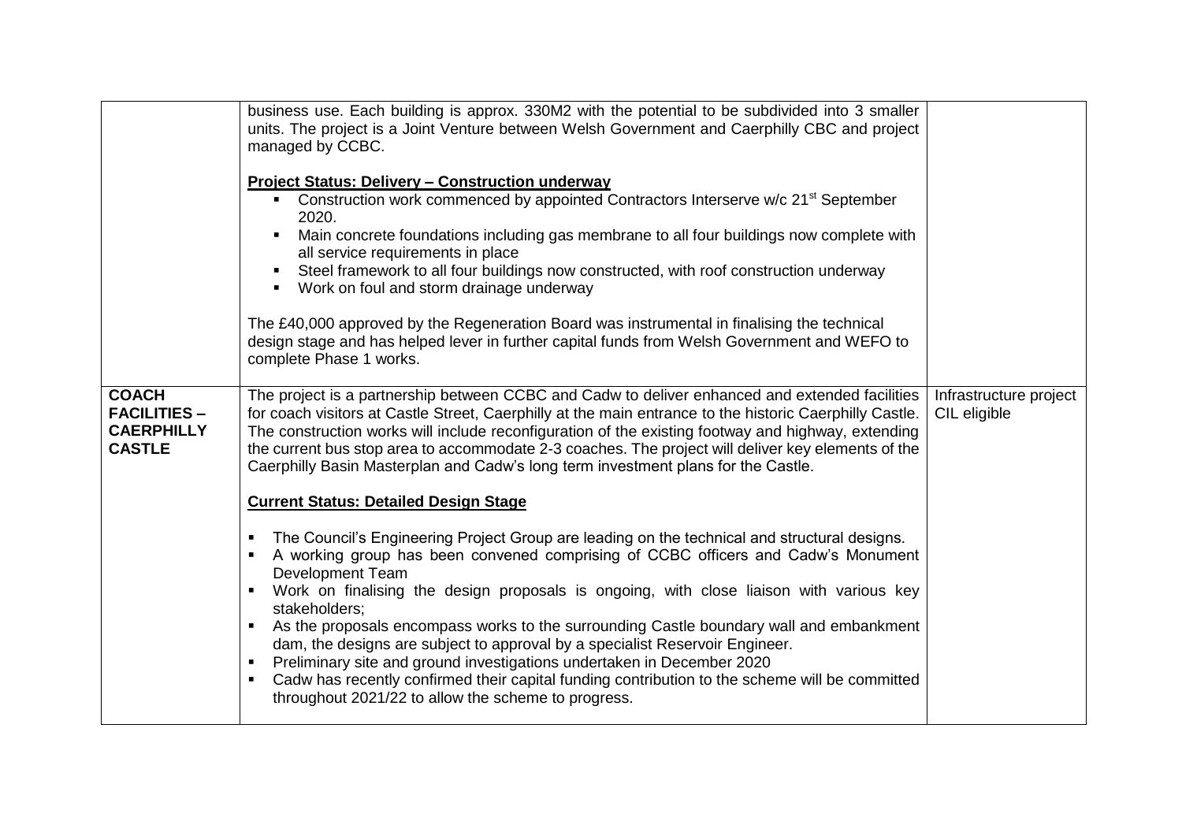| | | |
|---|---|---|
| | business use. Each building is approx. 330M2 with the potential to be subdivided into 3 smaller units. The project is a Joint Venture between Welsh Government and Caerphilly CBC and project managed by CCBC.<br><br>**<u>Project Status: Delivery – Construction underway</u>**<br>▪ Construction work commenced by appointed Contractors Interserve w/c 21st September 2020.<br>▪ Main concrete foundations including gas membrane to all four buildings now complete with all service requirements in place<br>▪ Steel framework to all four buildings now constructed, with roof construction underway<br>▪ Work on foul and storm drainage underway<br><br>The £40,000 approved by the Regeneration Board was instrumental in finalising the technical design stage and has helped lever in further capital funds from Welsh Government and WEFO to complete Phase 1 works. | |
| **COACH FACILITIES – CAERPHILLY CASTLE** | The project is a partnership between CCBC and Cadw to deliver enhanced and extended facilities for coach visitors at Castle Street, Caerphilly at the main entrance to the historic Caerphilly Castle. The construction works will include reconfiguration of the existing footway and highway, extending the current bus stop area to accommodate 2-3 coaches. The project will deliver key elements of the Caerphilly Basin Masterplan and Cadw's long term investment plans for the Castle.<br><br>**<u>Current Status: Detailed Design Stage</u>**<br><br>▪ The Council's Engineering Project Group are leading on the technical and structural designs.<br>▪ A working group has been convened comprising of CCBC officers and Cadw's Monument Development Team<br>▪ Work on finalising the design proposals is ongoing, with close liaison with various key stakeholders;<br>▪ As the proposals encompass works to the surrounding Castle boundary wall and embankment dam, the designs are subject to approval by a specialist Reservoir Engineer.<br>▪ Preliminary site and ground investigations undertaken in December 2020<br>▪ Cadw has recently confirmed their capital funding contribution to the scheme will be committed throughout 2021/22 to allow the scheme to progress. | Infrastructure project CIL eligible |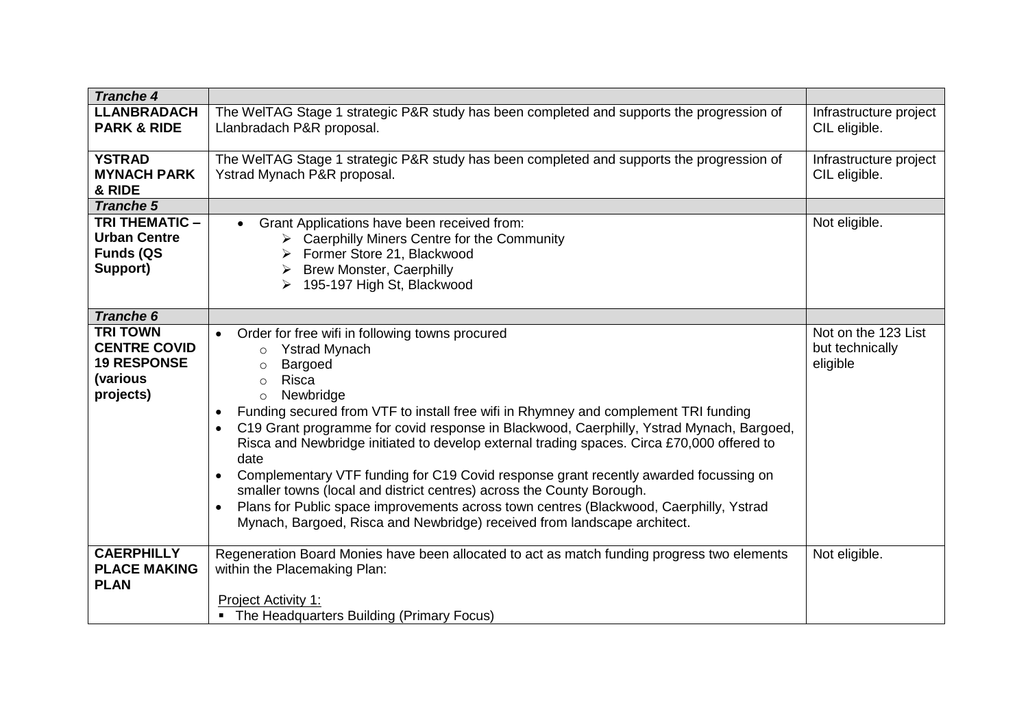| *Tranche 4* | | |
|---|---|---|
| **LLANBRADACH PARK & RIDE** | The WelTAG Stage 1 strategic P&R study has been completed and supports the progression of Llanbradach P&R proposal. | Infrastructure project CIL eligible. |
| **YSTRAD MYNACH PARK & RIDE** | The WelTAG Stage 1 strategic P&R study has been completed and supports the progression of Ystrad Mynach P&R proposal. | Infrastructure project CIL eligible. |
| ***Tranche 5*** | | |
| **TRI THEMATIC – Urban Centre Funds (QS Support)** | • Grant Applications have been received from:<br>➢ Caerphilly Miners Centre for the Community<br>➢ Former Store 21, Blackwood<br>➢ Brew Monster, Caerphilly<br>➢ 195-197 High St, Blackwood | Not eligible. |
| ***Tranche 6*** | | |
| **TRI TOWN CENTRE COVID 19 RESPONSE (various projects)** | • Order for free wifi in following towns procured<br>○ Ystrad Mynach<br>○ Bargoed<br>○ Risca<br>○ Newbridge<br>• Funding secured from VTF to install free wifi in Rhymney and complement TRI funding<br>• C19 Grant programme for covid response in Blackwood, Caerphilly, Ystrad Mynach, Bargoed, Risca and Newbridge initiated to develop external trading spaces. Circa £70,000 offered to date<br>• Complementary VTF funding for C19 Covid response grant recently awarded focussing on smaller towns (local and district centres) across the County Borough.<br>• Plans for Public space improvements across town centres (Blackwood, Caerphilly, Ystrad Mynach, Bargoed, Risca and Newbridge) received from landscape architect. | Not on the 123 List but technically eligible |
| **CAERPHILLY PLACE MAKING PLAN** | Regeneration Board Monies have been allocated to act as match funding progress two elements within the Placemaking Plan:<br><br>Project Activity 1:<br>▪ The Headquarters Building (Primary Focus) | Not eligible. |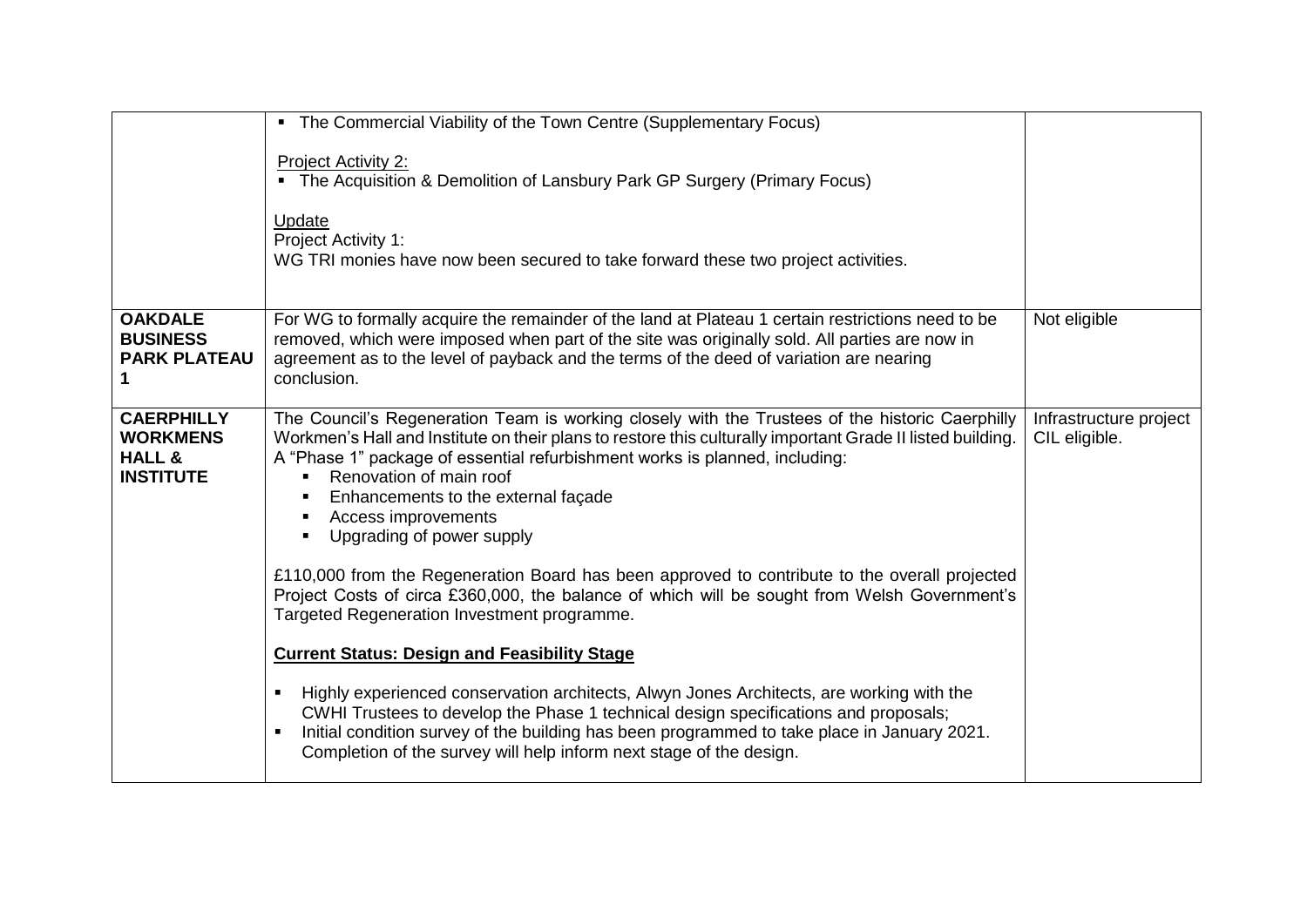| | | |
|---|---|---|
| | ▪ The Commercial Viability of the Town Centre (Supplementary Focus)<br><br>Project Activity 2:<br>▪ The Acquisition & Demolition of Lansbury Park GP Surgery (Primary Focus)<br><br>Update<br>Project Activity 1:<br>WG TRI monies have now been secured to take forward these two project activities. | |
| **OAKDALE BUSINESS PARK PLATEAU 1** | For WG to formally acquire the remainder of the land at Plateau 1 certain restrictions need to be removed, which were imposed when part of the site was originally sold. All parties are now in agreement as to the level of payback and the terms of the deed of variation are nearing conclusion. | Not eligible |
| **CAERPHILLY WORKMENS HALL & INSTITUTE** | The Council's Regeneration Team is working closely with the Trustees of the historic Caerphilly Workmen's Hall and Institute on their plans to restore this culturally important Grade II listed building. A "Phase 1" package of essential refurbishment works is planned, including:<br>▪ Renovation of main roof<br>▪ Enhancements to the external façade<br>▪ Access improvements<br>▪ Upgrading of power supply<br><br>£110,000 from the Regeneration Board has been approved to contribute to the overall projected Project Costs of circa £360,000, the balance of which will be sought from Welsh Government's Targeted Regeneration Investment programme.<br><br>**Current Status: Design and Feasibility Stage**<br><br>▪ Highly experienced conservation architects, Alwyn Jones Architects, are working with the CWHI Trustees to develop the Phase 1 technical design specifications and proposals;<br>▪ Initial condition survey of the building has been programmed to take place in January 2021. Completion of the survey will help inform next stage of the design. | Infrastructure project CIL eligible. |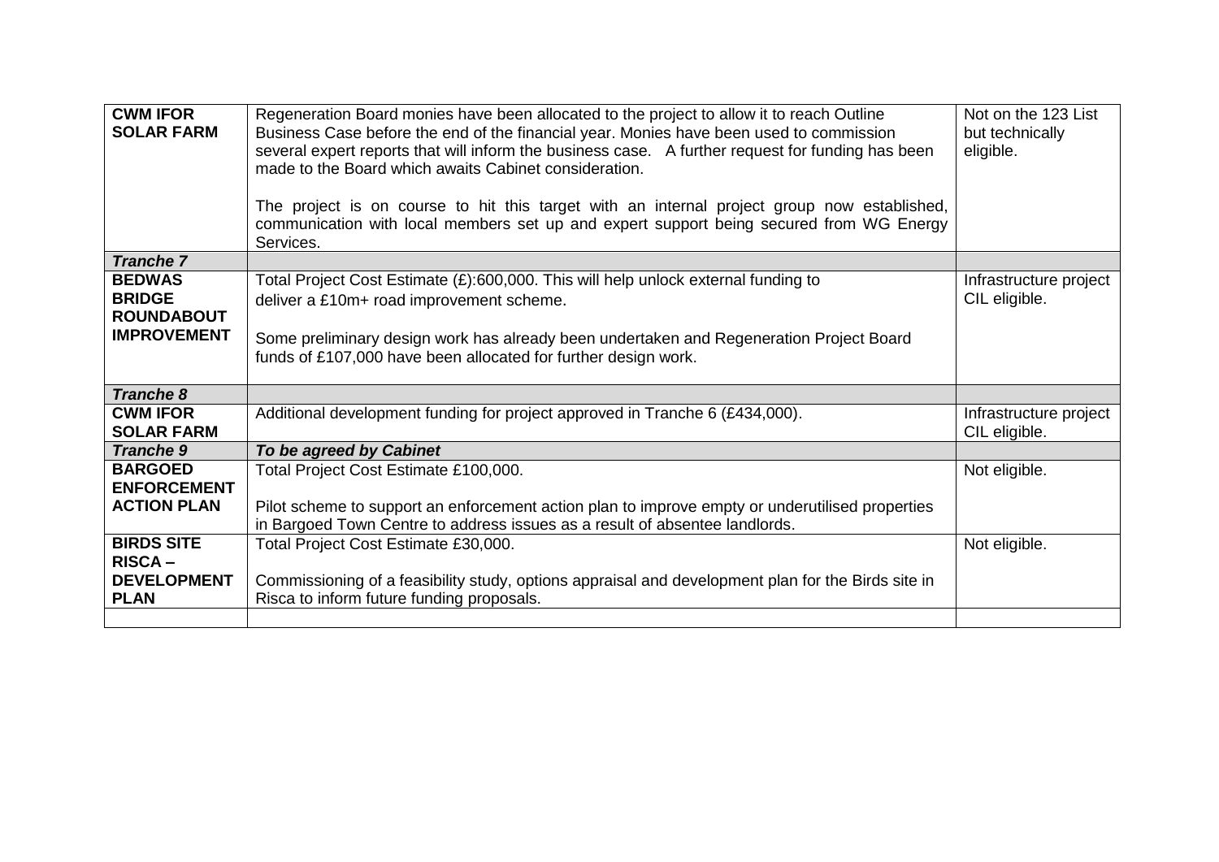| | | |
|---|---|---|
| **CWM IFOR SOLAR FARM** | Regeneration Board monies have been allocated to the project to allow it to reach Outline Business Case before the end of the financial year. Monies have been used to commission several expert reports that will inform the business case. A further request for funding has been made to the Board which awaits Cabinet consideration.<br><br>The project is on course to hit this target with an internal project group now established, communication with local members set up and expert support being secured from WG Energy Services. | Not on the 123 List but technically eligible. |
| ***Tranche 7*** | | |
| **BEDWAS BRIDGE ROUNDABOUT IMPROVEMENT** | Total Project Cost Estimate (£):600,000. This will help unlock external funding to deliver a £10m+ road improvement scheme.<br><br>Some preliminary design work has already been undertaken and Regeneration Project Board funds of £107,000 have been allocated for further design work. | Infrastructure project CIL eligible. |
| ***Tranche 8*** | | |
| **CWM IFOR SOLAR FARM** | Additional development funding for project approved in Tranche 6 (£434,000). | Infrastructure project CIL eligible. |
| ***Tranche 9*** | ***To be agreed by Cabinet*** | |
| **BARGOED ENFORCEMENT ACTION PLAN** | Total Project Cost Estimate £100,000.<br><br>Pilot scheme to support an enforcement action plan to improve empty or underutilised properties in Bargoed Town Centre to address issues as a result of absentee landlords. | Not eligible. |
| **BIRDS SITE RISCA – DEVELOPMENT PLAN** | Total Project Cost Estimate £30,000.<br><br>Commissioning of a feasibility study, options appraisal and development plan for the Birds site in Risca to inform future funding proposals. | Not eligible. |
| | | |